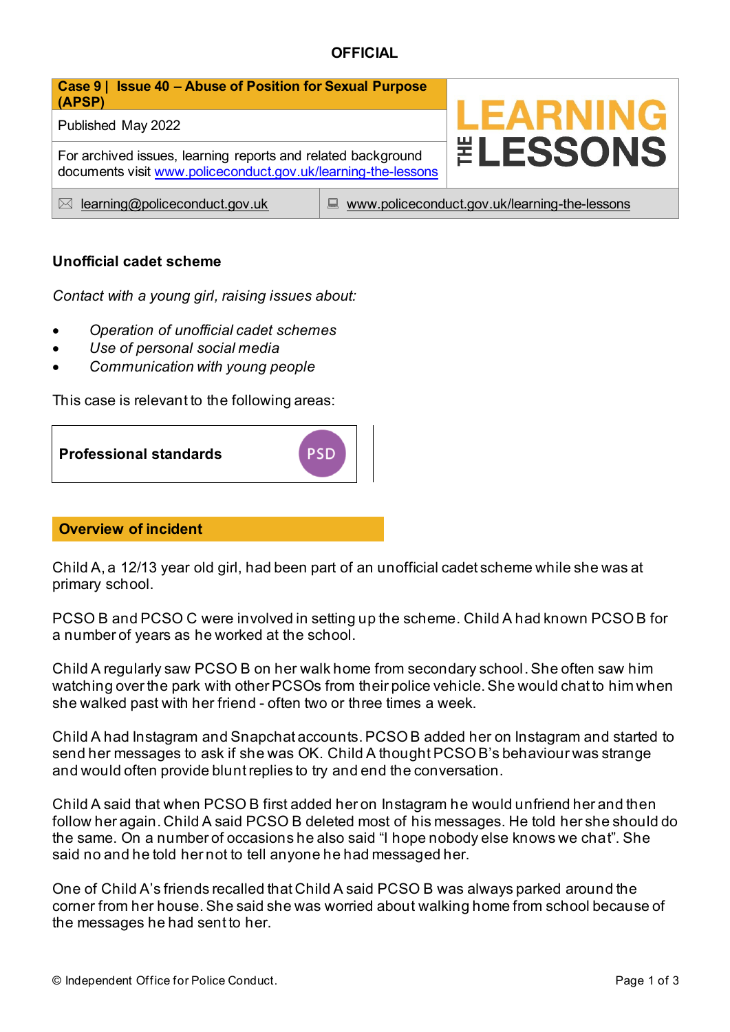**OFFICIAL**

| Case 9 \| Issue 40 – Abuse of Position for Sexual Purpose (APSP) | LEARNING THE LESSONS |
|---|---|
| Published May 2022 | |
| For archived issues, learning reports and related background documents visit [www.policeconduct.gov.uk/learning-the-lessons](http://www.policeconduct.gov.uk/learning-the-lessons) | |
| ✉ learning@policeconduct.gov.uk | www.policeconduct.gov.uk/learning-the-lessons |

## Unofficial cadet scheme

*Contact with a young girl, raising issues about:*

- *Operation of unofficial cadet schemes*
- *Use of personal social media*
- *Communication with young people*

This case is relevant to the following areas:

| Professional standards | PSD |
|---|---|

## Overview of incident

Child A, a 12/13 year old girl, had been part of an unofficial cadet scheme while she was at primary school.

PCSO B and PCSO C were involved in setting up the scheme. Child A had known PCSO B for a number of years as he worked at the school.

Child A regularly saw PCSO B on her walk home from secondary school. She often saw him watching over the park with other PCSOs from their police vehicle. She would chat to him when she walked past with her friend - often two or three times a week.

Child A had Instagram and Snapchat accounts. PCSO B added her on Instagram and started to send her messages to ask if she was OK. Child A thought PCSO B's behaviour was strange and would often provide blunt replies to try and end the conversation.

Child A said that when PCSO B first added her on Instagram he would unfriend her and then follow her again. Child A said PCSO B deleted most of his messages. He told her she should do the same. On a number of occasions he also said "I hope nobody else knows we chat". She said no and he told her not to tell anyone he had messaged her.

One of Child A's friends recalled that Child A said PCSO B was always parked around the corner from her house. She said she was worried about walking home from school because of the messages he had sent to her.

© Independent Office for Police Conduct.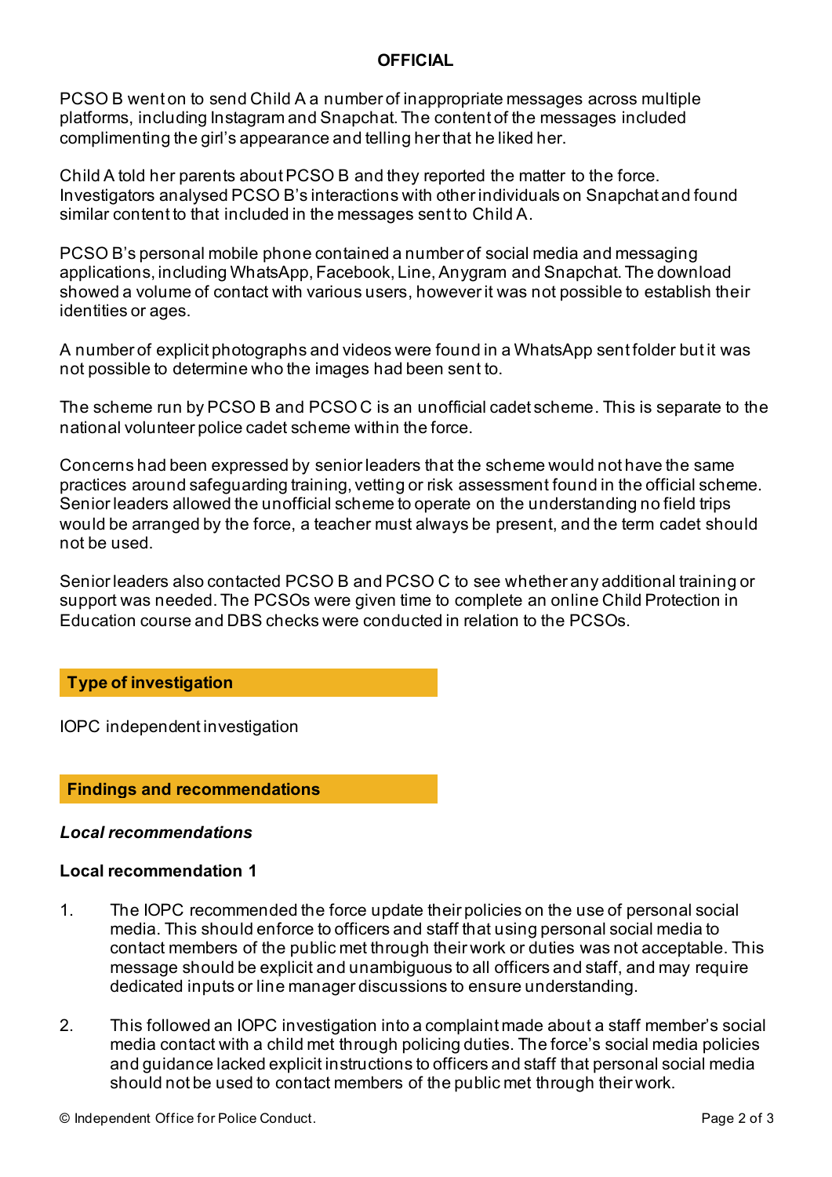PCSO B went on to send Child A a number of inappropriate messages across multiple platforms, including Instagram and Snapchat. The content of the messages included complimenting the girl's appearance and telling her that he liked her.

Child A told her parents about PCSO B and they reported the matter to the force. Investigators analysed PCSO B's interactions with other individuals on Snapchat and found similar content to that included in the messages sent to Child A.

PCSO B's personal mobile phone contained a number of social media and messaging applications, including WhatsApp, Facebook, Line, Anygram and Snapchat. The download showed a volume of contact with various users, however it was not possible to establish their identities or ages.

A number of explicit photographs and videos were found in a WhatsApp sent folder but it was not possible to determine who the images had been sent to.

The scheme run by PCSO B and PCSO C is an unofficial cadet scheme. This is separate to the national volunteer police cadet scheme within the force.

Concerns had been expressed by senior leaders that the scheme would not have the same practices around safeguarding training, vetting or risk assessment found in the official scheme. Senior leaders allowed the unofficial scheme to operate on the understanding no field trips would be arranged by the force, a teacher must always be present, and the term cadet should not be used.

Senior leaders also contacted PCSO B and PCSO C to see whether any additional training or support was needed. The PCSOs were given time to complete an online Child Protection in Education course and DBS checks were conducted in relation to the PCSOs.

## Type of investigation

IOPC independent investigation

## Findings and recommendations

### *Local recommendations*

#### Local recommendation 1

1. The IOPC recommended the force update their policies on the use of personal social media. This should enforce to officers and staff that using personal social media to contact members of the public met through their work or duties was not acceptable. This message should be explicit and unambiguous to all officers and staff, and may require dedicated inputs or line manager discussions to ensure understanding.

2. This followed an IOPC investigation into a complaint made about a staff member's social media contact with a child met through policing duties. The force's social media policies and guidance lacked explicit instructions to officers and staff that personal social media should not be used to contact members of the public met through their work.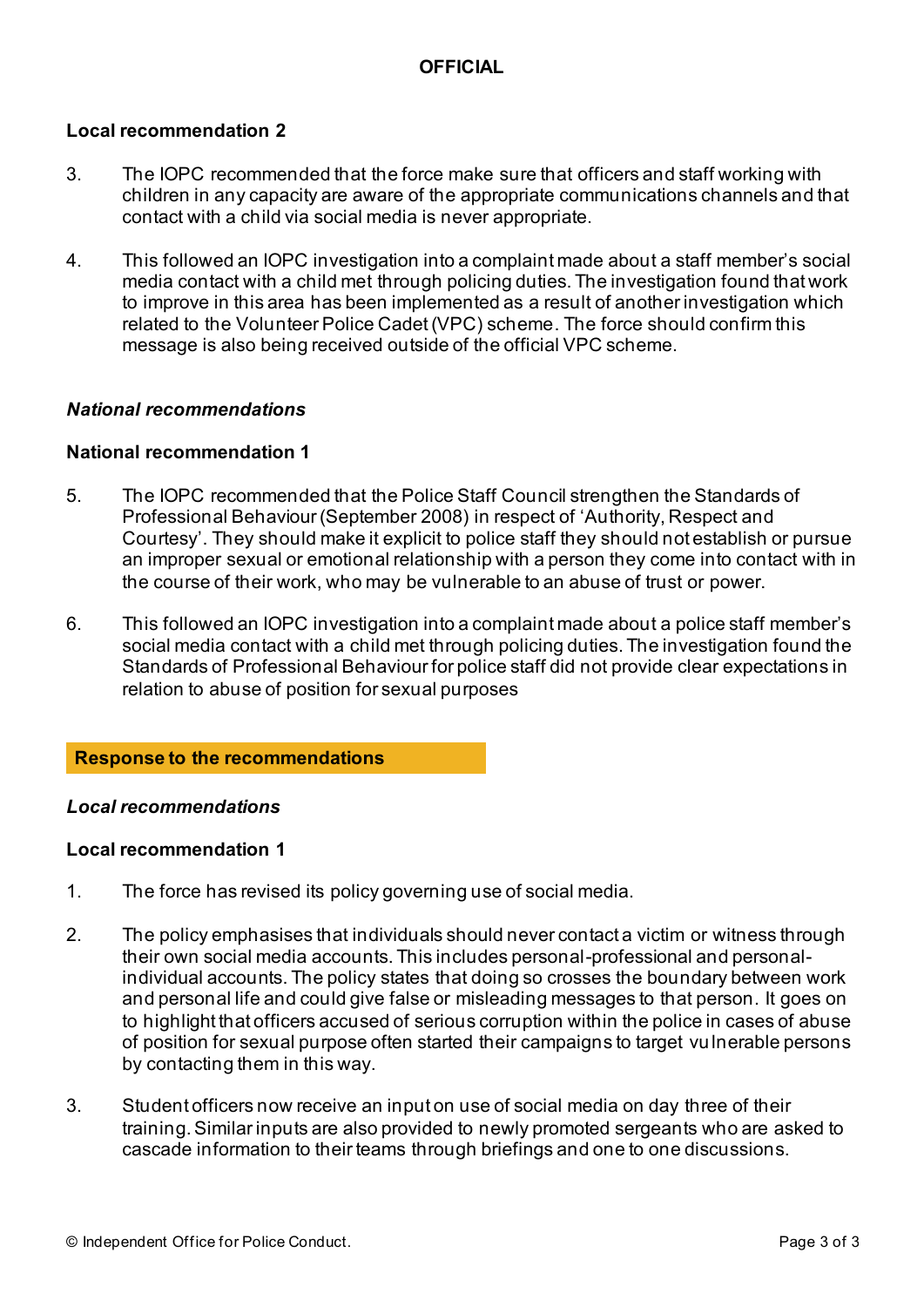### Local recommendation 2

3. The IOPC recommended that the force make sure that officers and staff working with children in any capacity are aware of the appropriate communications channels and that contact with a child via social media is never appropriate.

4. This followed an IOPC investigation into a complaint made about a staff member's social media contact with a child met through policing duties. The investigation found that work to improve in this area has been implemented as a result of another investigation which related to the Volunteer Police Cadet (VPC) scheme. The force should confirm this message is also being received outside of the official VPC scheme.

## *National recommendations*

### National recommendation 1

5. The IOPC recommended that the Police Staff Council strengthen the Standards of Professional Behaviour (September 2008) in respect of 'Authority, Respect and Courtesy'. They should make it explicit to police staff they should not establish or pursue an improper sexual or emotional relationship with a person they come into contact with in the course of their work, who may be vulnerable to an abuse of trust or power.

6. This followed an IOPC investigation into a complaint made about a police staff member's social media contact with a child met through policing duties. The investigation found the Standards of Professional Behaviour for police staff did not provide clear expectations in relation to abuse of position for sexual purposes

# Response to the recommendations

## *Local recommendations*

### Local recommendation 1

1. The force has revised its policy governing use of social media.

2. The policy emphasises that individuals should never contact a victim or witness through their own social media accounts. This includes personal-professional and personal-individual accounts. The policy states that doing so crosses the boundary between work and personal life and could give false or misleading messages to that person. It goes on to highlight that officers accused of serious corruption within the police in cases of abuse of position for sexual purpose often started their campaigns to target vulnerable persons by contacting them in this way.

3. Student officers now receive an input on use of social media on day three of their training. Similar inputs are also provided to newly promoted sergeants who are asked to cascade information to their teams through briefings and one to one discussions.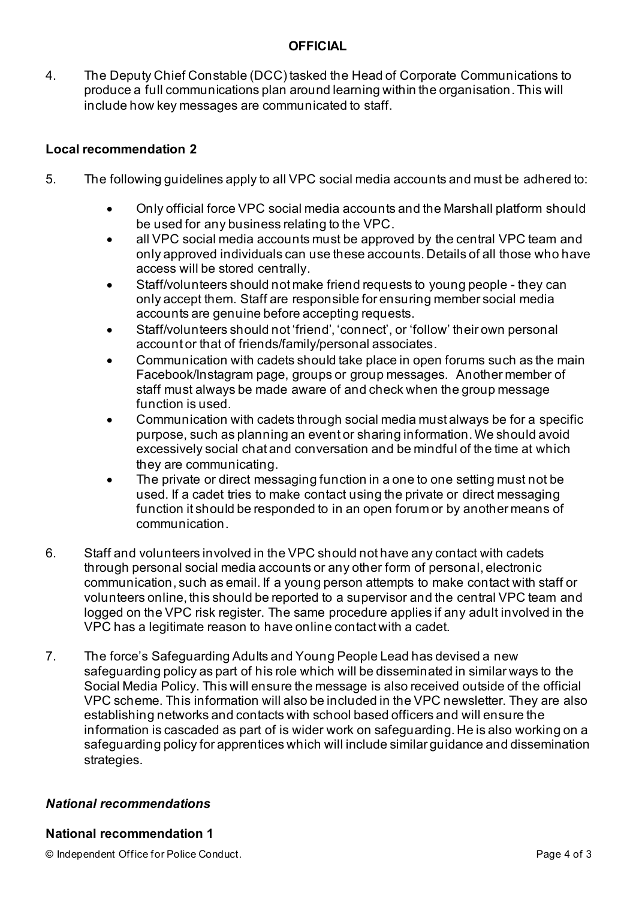4. The Deputy Chief Constable (DCC) tasked the Head of Corporate Communications to produce a full communications plan around learning within the organisation. This will include how key messages are communicated to staff.

**Local recommendation 2**

5. The following guidelines apply to all VPC social media accounts and must be adhered to:

   - Only official force VPC social media accounts and the Marshall platform should be used for any business relating to the VPC.
   - all VPC social media accounts must be approved by the central VPC team and only approved individuals can use these accounts. Details of all those who have access will be stored centrally.
   - Staff/volunteers should not make friend requests to young people - they can only accept them. Staff are responsible for ensuring member social media accounts are genuine before accepting requests.
   - Staff/volunteers should not 'friend', 'connect', or 'follow' their own personal account or that of friends/family/personal associates.
   - Communication with cadets should take place in open forums such as the main Facebook/Instagram page, groups or group messages. Another member of staff must always be made aware of and check when the group message function is used.
   - Communication with cadets through social media must always be for a specific purpose, such as planning an event or sharing information. We should avoid excessively social chat and conversation and be mindful of the time at which they are communicating.
   - The private or direct messaging function in a one to one setting must not be used. If a cadet tries to make contact using the private or direct messaging function it should be responded to in an open forum or by another means of communication.

6. Staff and volunteers involved in the VPC should not have any contact with cadets through personal social media accounts or any other form of personal, electronic communication, such as email. If a young person attempts to make contact with staff or volunteers online, this should be reported to a supervisor and the central VPC team and logged on the VPC risk register. The same procedure applies if any adult involved in the VPC has a legitimate reason to have online contact with a cadet.

7. The force's Safeguarding Adults and Young People Lead has devised a new safeguarding policy as part of his role which will be disseminated in similar ways to the Social Media Policy. This will ensure the message is also received outside of the official VPC scheme. This information will also be included in the VPC newsletter. They are also establishing networks and contacts with school based officers and will ensure the information is cascaded as part of is wider work on safeguarding. He is also working on a safeguarding policy for apprentices which will include similar guidance and dissemination strategies.

### *National recommendations*

**National recommendation 1**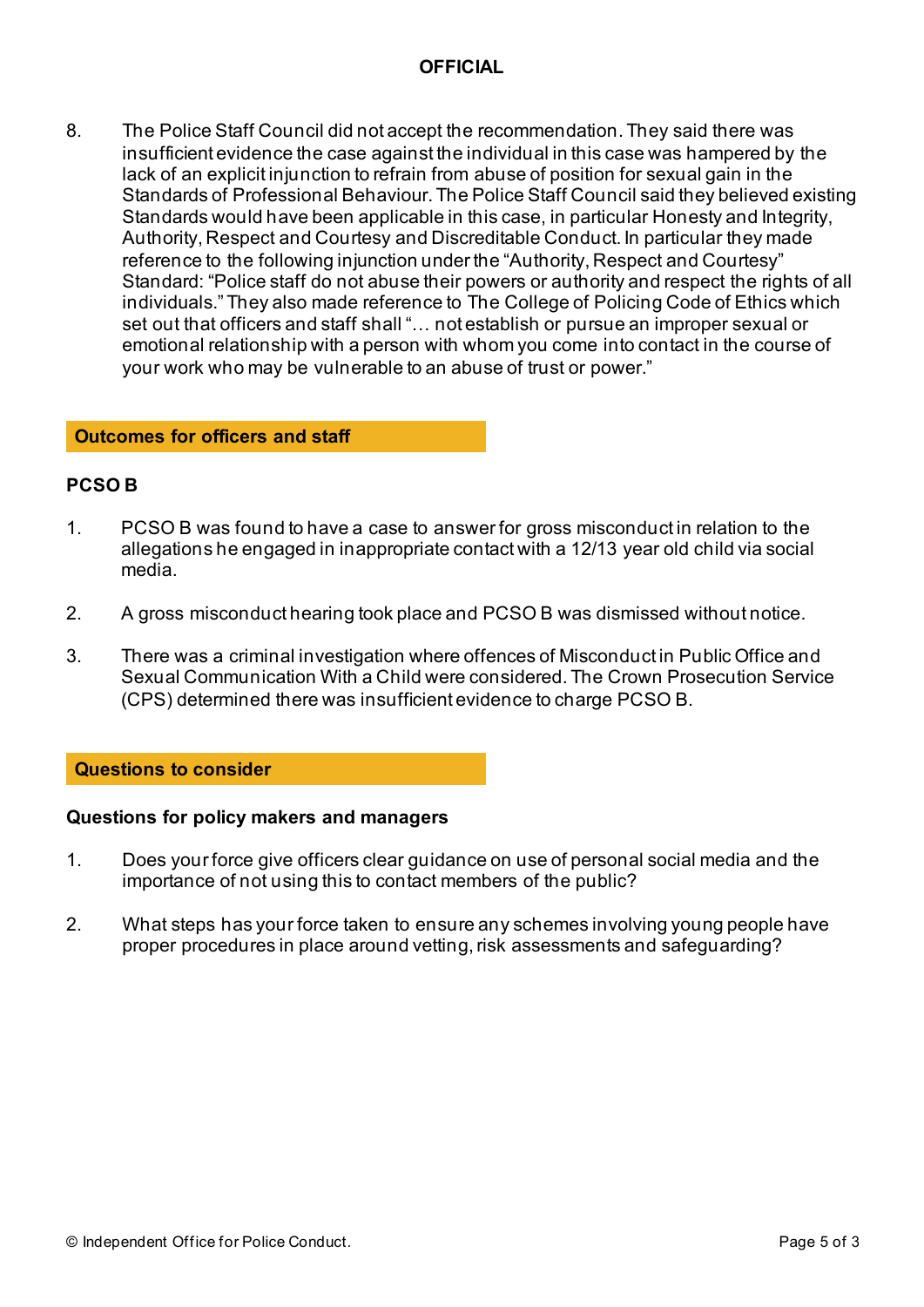8. The Police Staff Council did not accept the recommendation. They said there was insufficient evidence the case against the individual in this case was hampered by the lack of an explicit injunction to refrain from abuse of position for sexual gain in the Standards of Professional Behaviour. The Police Staff Council said they believed existing Standards would have been applicable in this case, in particular Honesty and Integrity, Authority, Respect and Courtesy and Discreditable Conduct. In particular they made reference to the following injunction under the "Authority, Respect and Courtesy" Standard: "Police staff do not abuse their powers or authority and respect the rights of all individuals." They also made reference to The College of Policing Code of Ethics which set out that officers and staff shall "… not establish or pursue an improper sexual or emotional relationship with a person with whom you come into contact in the course of your work who may be vulnerable to an abuse of trust or power."

## Outcomes for officers and staff

### PCSO B

1. PCSO B was found to have a case to answer for gross misconduct in relation to the allegations he engaged in inappropriate contact with a 12/13 year old child via social media.

2. A gross misconduct hearing took place and PCSO B was dismissed without notice.

3. There was a criminal investigation where offences of Misconduct in Public Office and Sexual Communication With a Child were considered. The Crown Prosecution Service (CPS) determined there was insufficient evidence to charge PCSO B.

## Questions to consider

### Questions for policy makers and managers

1. Does your force give officers clear guidance on use of personal social media and the importance of not using this to contact members of the public?

2. What steps has your force taken to ensure any schemes involving young people have proper procedures in place around vetting, risk assessments and safeguarding?

© Independent Office for Police Conduct.